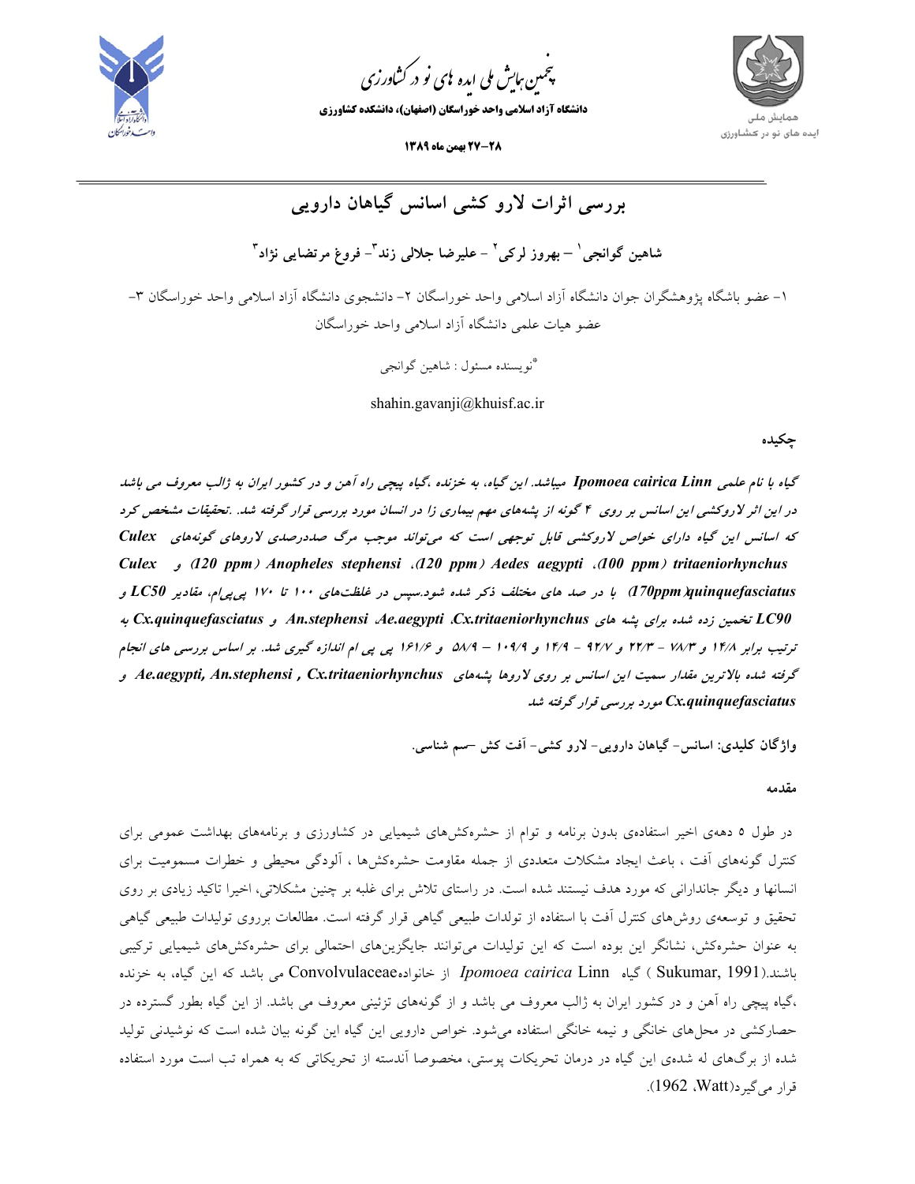پنجمین همایش ملی ایده های نو در کشاورزی

دانشگاه آزاد اسلامی واحد خوراسگان (اصفهان)، دانشکده کشاورزی

۲۸-۲۷ بهمن ماه ۱۳۸۹

# بررسی اثرات لارو کشی اسانس گیاهان دارویی

**شاهین گوانجی[۱] – بهروز لرکی[۲] – علیرضا جلالی زند[۳]– فروغ مرتضایی نژاد[۳]**

۱- عضو باشگاه پژوهشگران جوان دانشگاه آزاد اسلامی واحد خوراسگان ۲- دانشجوی دانشگاه آزاد اسلامی واحد خوراسگان ۳- عضو هیات علمی دانشگاه آزاد اسلامی واحد خوراسگان

*نویسنده مسئول : شاهین گوانجی

shahin.gavanji@khuisf.ac.ir

## چکیده

*گیاه با نام علمی **Ipomoea cairica Linn** میباشد. این گیاه، به خزنده ،گیاه پیچی راه آهن و در کشور ایران به ژالب معروف می باشد در این اثر لاروکشی این اسانس بر روی ۴ گونه از پشه‌های مهم بیماری زا در انسان مورد بررسی قرار گرفته شد. .تحقیقات مشخص کرد که اسانس این گیاه دارای خواص لاروکشی قابل توجهی است که می‌تواند موجب مرگ صددرصدی لاروهای گونه‌های **Culex tritaeniorhynchus (100 ppm)**، **Aedes aegypti (120 ppm)**، **Anopheles stephensi (120 ppm)** و **Culex quinquefasciatus (170ppm)** با در صد های مختلف ذکر شده شود.سپس در غلظت‌های ۱۰۰ تا ۱۷۰ پی‌پی‌ام، مقادیر LC50 و LC90 تخمین زده شده برای پشه های **Cx.tritaeniorhynchus**، **Ae.aegypti**، **An.stephensi** و **Cx.quinquefasciatus** به ترتیب برابر ۱۴/۸ و ۷۸/۳ - ۲۲/۳ و ۹۲/۷ - ۱۴/۹ و ۱۰۹/۹ – ۵۸/۹ و ۱۶۱/۶ پی پی ام اندازه گیری شد. بر اساس بررسی های انجام گرفته شده بالاترین مقدار سمیت این اسانس بر روی لاروها پشه‌های **Cx.tritaeniorhynchus , An.stephensi ,Ae.aegypti** و **Cx.quinquefasciatus** مورد بررسی قرار گرفته شد*

**واژگان کلیدی:** اسانس- گیاهان دارویی- لارو کشی- آفت کش –سم شناسی.

## مقدمه

در طول ۵ دهه‌ی اخیر استفاده‌ی بدون برنامه و توام از حشره‌کش‌های شیمیایی در کشاورزی و برنامه‌های بهداشت عمومی برای کنترل گونه‌های آفت ، باعث ایجاد مشکلات متعددی از جمله مقاومت حشره‌کش‌ها ، آلودگی محیطی و خطرات مسمومیت برای انسانها و دیگر جاندارانی که مورد هدف نیستند شده است. در راستای تلاش برای غلبه بر چنین مشکلاتی، اخیرا تاکید زیادی بر روی تحقیق و توسعه‌ی روش‌های کنترل آفت با استفاده از تولدات طبیعی گیاهی قرار گرفته است. مطالعات برروی تولیدات طبیعی گیاهی به عنوان حشره‌کش، نشانگر این بوده است که این تولیدات می‌توانند جایگزین‌های احتمالی برای حشره‌کش‌های شیمیایی ترکیبی باشند.(Sukumar, 1991 ) گیاه *Ipomoea cairica* Linn از خانوادهConvolvulaceae می باشد که این گیاه، به خزنده ،گیاه پیچی راه آهن و در کشور ایران به ژالب معروف می باشد و از گونه‌های تزئینی معروف می باشد. از این گیاه بطور گسترده در حصارکشی در محل‌های خانگی و نیمه خانگی استفاده می‌شود. خواص دارویی این گیاه این گونه بیان شده است که نوشیدنی تولید شده از برگ‌های له شده‌ی این گیاه در درمان تحریکات پوستی، مخصوصا آندسته از تحریکاتی که به همراه تب است مورد استفاده قرار می‌گیرد(Watt، 1962).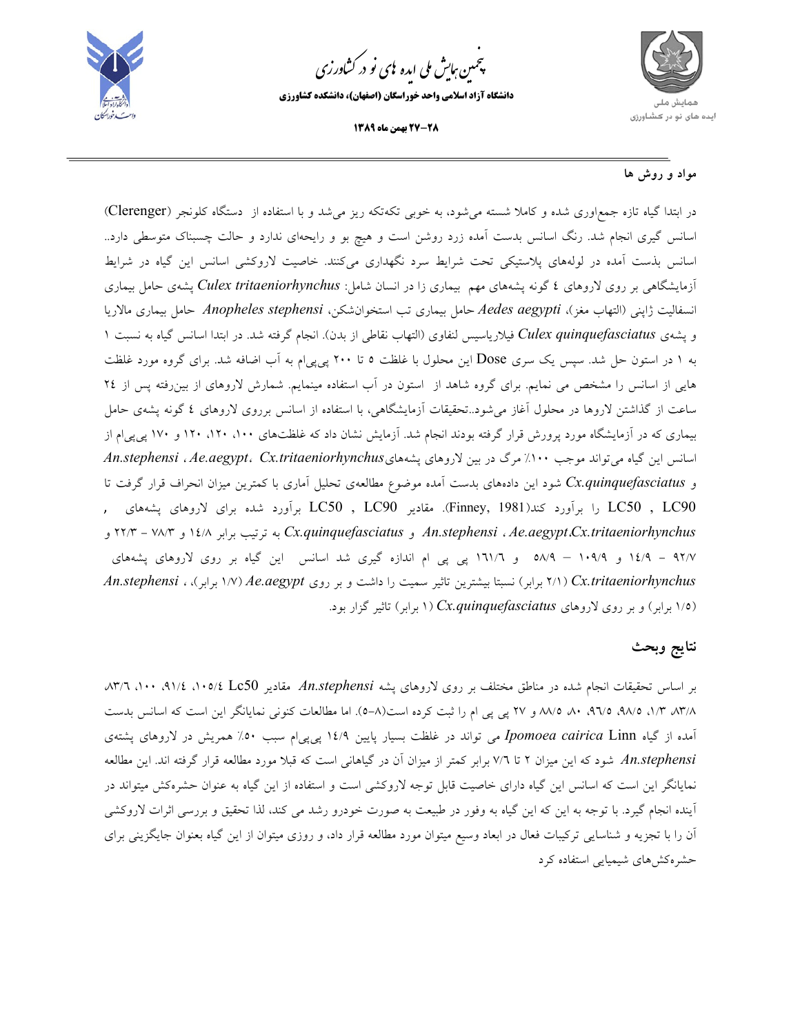## مواد و روش ها

در ابتدا گیاه تازه جمع‌اوری شده و کاملا شسته می‌شود، به خوبی تکه‌تکه ریز می‌شد و با استفاده از دستگاه کلونجر (Clerenger) اسانس گیری انجام شد. رنگ اسانس بدست آمده زرد روشن است و هیچ بو و رایحه‌ای ندارد و حالت چسبناک متوسطی دارد.. اسانس بذست آمده در لوله‌های پلاستیکی تحت شرایط سرد نگهداری می‌کنند. خاصیت لاروکشی اسانس این گیاه در شرایط آزمایشگاهی بر روی لاروهای ٤ گونه پشه‌های مهم بیماری زا در انسان شامل: *Culex tritaeniorhynchus* پشه‌ی حامل بیماری انسفالیت ژاپنی (التهاب مغز)، *Aedes aegypti* حامل بیماری تب استخوان‌شکن، *Anopheles stephensi* حامل بیماری مالاریا و پشه‌ی *Culex quinquefasciatus* فیلاریاسیس لنفاوی (التهاب نقاطی از بدن). انجام گرفته شد. در ابتدا اسانس گیاه به نسبت ١ به ١ در استون حل شد. سپس یک سری Dose این محلول با غلظت ٥ تا ٢٠٠ پی‌پی‌ام به آب اضافه شد. برای گروه مورد غلظت هایی از اسانس را مشخص می نمایم. برای گروه شاهد از استون در آب استفاده مینمایم. شمارش لاروهای از بین‌رفته پس از ٢٤ ساعت از گذاشتن لاروها در محلول آغاز می‌شود..تحقیقات آزمایشگاهی، با استفاده از اسانس برروی لاروهای ٤ گونه پشه‌ی حامل بیماری که در آزمایشگاه مورد پرورش قرار گرفته بودند انجام شد. آزمایش نشان داد که غلظت‌های ١٠٠، ١٢٠، ١٢٠ و ١٧٠ پی‌پی‌ام از اسانس این گیاه می‌تواند موجب ١٠٠٪ مرگ در بین لاروهای پشه‌های *Cx.tritaeniorhynchus*، *Ae.aegypt*، *An.stephensi* و *Cx.quinquefasciatus* شود این داده‌های بدست آمده موضوع مطالعه‌ی تحلیل آماری با کمترین میزان انحراف قرار گرفت تا LC50 , LC90 را برآورد کند(Finney, 1981). مقادیر LC50 , LC90 برآورد شده برای لاروهای پشه‌های , *Cx.tritaeniorhynchus*، *Ae.aegypt*، *An.stephensi* و *Cx.quinquefasciatus* به ترتیب برابر ١٤/٨ و ٧٨/٣ – ٢٢/٣ و ٩٢/٧ – ١٤/٩ و ١٠٩/٩ – ٥٨/٩ و ١٦١/٦ پی پی ام اندازه گیری شد اسانس این گیاه بر روی لاروهای پشه‌های *Cx.tritaeniorhynchus* (٢/١ برابر) نسبتا بیشترین تاثیر سمیت را داشت و بر روی *Ae.aegypt* (١/٧ برابر)، ، *An.stephensi* (١/٥ برابر) و بر روی لاروهای *Cx.quinquefasciatus* (١ برابر) تاثیر گزار بود.

## نتایج وبحث

بر اساس تحقیقات انجام شده در مناطق مختلف بر روی لاروهای پشه *An.stephensi* مقادیر Lc50 ١٠٥/٤، ٩١/٤، ١٠٠، ٨٣/٦، ٨٣/٨، ١/٣، ٩٨/٥، ٩٦/٥، ٨٠، ٨٨/٥ و ٢٧ پی پی ام را ثبت کرده است(٨-٥). اما مطالعات کنونی نمایانگر این است که اسانس بدست آمده از گیاه *Ipomoea cairica* Linn می تواند در غلظت بسیار پایین ١٤/٩ پی‌پی‌ام سبب ٥٠٪ همریش در لاروهای پشته‌ی *An.stephensi* شود که این میزان ٢ تا ٧/٦ برابر کمتر از میزان آن در گیاهانی است که قبلا مورد مطالعه قرار گرفته اند. این مطالعه نمایانگر این است که اسانس این گیاه دارای خاصیت قابل توجه لاروکشی است و استفاده از این گیاه به عنوان حشره‌کش میتواند در آینده انجام گیرد. با توجه به این که این گیاه به وفور در طبیعت به صورت خودرو رشد می کند، لذا تحقیق و بررسی اثرات لاروکشی آن را با تجزیه و شناسایی ترکیبات فعال در ابعاد وسیع میتوان مورد مطالعه قرار داد، و روزی میتوان از این گیاه بعنوان جایگزینی برای حشره‌کش‌های شیمیایی استفاده کرد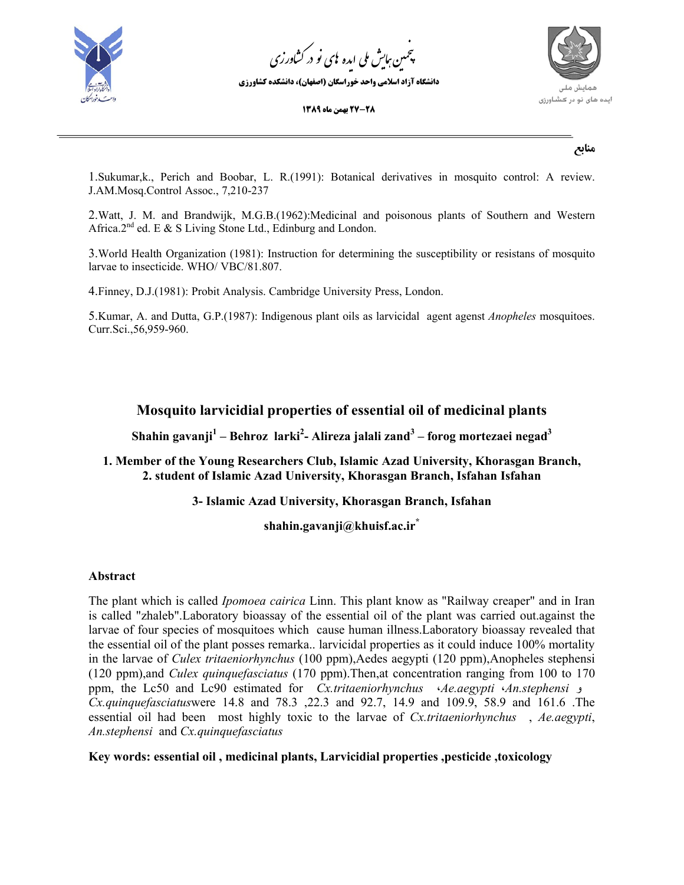## منابع

1.Sukumar,k., Perich and Boobar, L. R.(1991): Botanical derivatives in mosquito control: A review. J.AM.Mosq.Control Assoc., 7,210-237

2.Watt, J. M. and Brandwijk, M.G.B.(1962):Medicinal and poisonous plants of Southern and Western Africa.2nd ed. E & S Living Stone Ltd., Edinburg and London.

3.World Health Organization (1981): Instruction for determining the susceptibility or resistans of mosquito larvae to insecticide. WHO/ VBC/81.807.

4.Finney, D.J.(1981): Probit Analysis. Cambridge University Press, London.

5.Kumar, A. and Dutta, G.P.(1987): Indigenous plant oils as larvicidal agent agenst *Anopheles* mosquitoes. Curr.Sci.,56,959-960.

# Mosquito larvicidial properties of essential oil of medicinal plants

**Shahin gavanji[1] – Behroz larki[2]- Alireza jalali zand[3] – forog mortezaei negad[3]**

**1. Member of the Young Researchers Club, Islamic Azad University, Khorasgan Branch, 2. student of Islamic Azad University, Khorasgan Branch, Isfahan Isfahan**

**3- Islamic Azad University, Khorasgan Branch, Isfahan**

**shahin.gavanji@khuisf.ac.ir***

### Abstract

The plant which is called *Ipomoea cairica* Linn. This plant know as "Railway creaper" and in Iran is called "zhaleb".Laboratory bioassay of the essential oil of the plant was carried out.against the larvae of four species of mosquitoes which cause human illness.Laboratory bioassay revealed that the essential oil of the plant posses remarka.. larvicidal properties as it could induce 100% mortality in the larvae of *Culex tritaeniorhynchus* (100 ppm),Aedes aegypti (120 ppm),Anopheles stephensi (120 ppm),and *Culex quinquefasciatus* (170 ppm).Then,at concentration ranging from 100 to 170 ppm, the Lc50 and Lc90 estimated for *Cx.tritaeniorhynchus* ،*Ae.aegypti* ،*An.stephensi* و *Cx.quinquefasciatus*were 14.8 and 78.3 ,22.3 and 92.7, 14.9 and 109.9, 58.9 and 161.6 .The essential oil had been most highly toxic to the larvae of *Cx.tritaeniorhynchus* , *Ae.aegypti*, *An.stephensi* and *Cx.quinquefasciatus*

**Key words: essential oil , medicinal plants, Larvicidial properties ,pesticide ,toxicology**